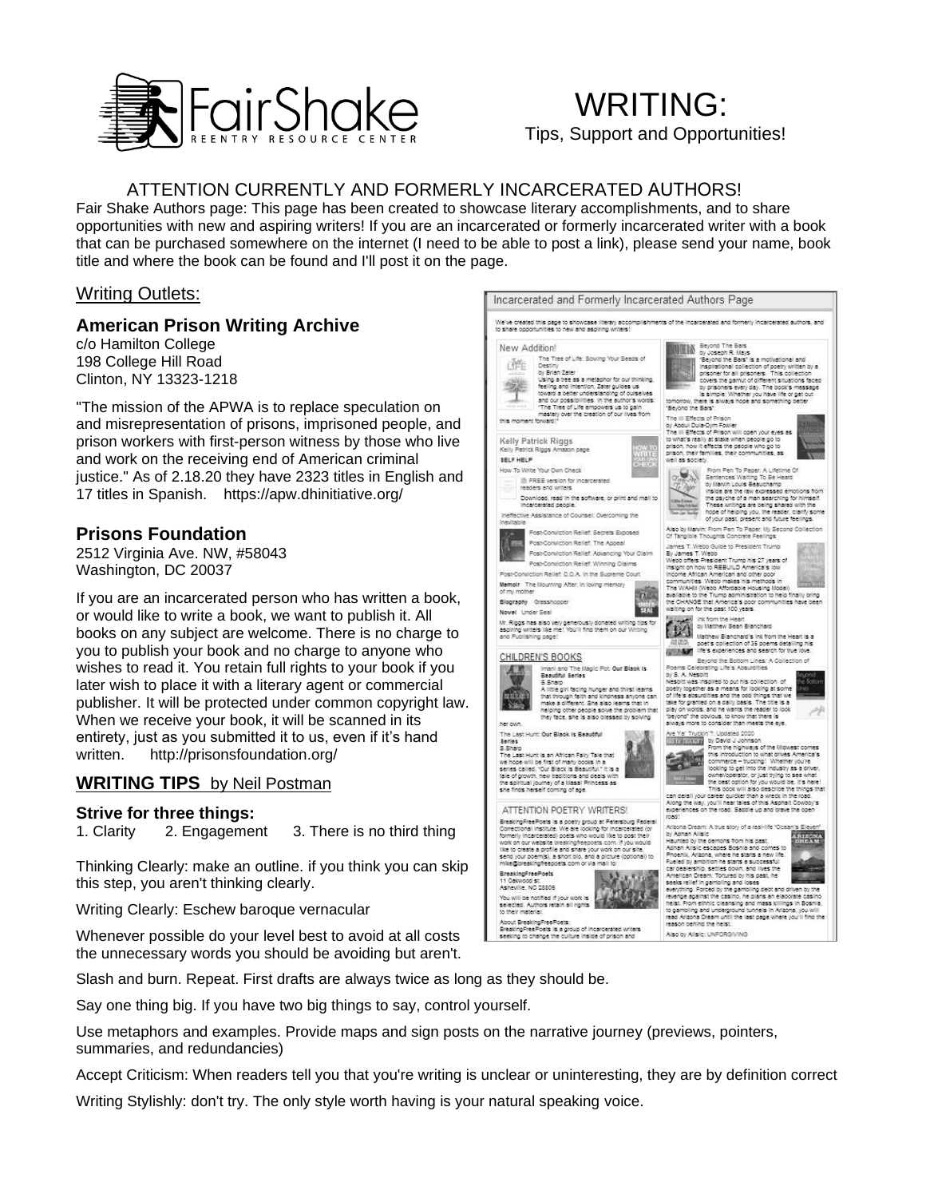# FairShake
REENTRY RESOURCE CENTER

# WRITING:
Tips, Support and Opportunities!

## ATTENTION CURRENTLY AND FORMERLY INCARCERATED AUTHORS!

Fair Shake Authors page: This page has been created to showcase literary accomplishments, and to share opportunities with new and aspiring writers! If you are an incarcerated or formerly incarcerated writer with a book that can be purchased somewhere on the internet (I need to be able to post a link), please send your name, book title and where the book can be found and I'll post it on the page.

## Writing Outlets:

### American Prison Writing Archive

c/o Hamilton College
198 College Hill Road
Clinton, NY 13323-1218

"The mission of the APWA is to replace speculation on and misrepresentation of prisons, imprisoned people, and prison workers with first-person witness by those who live and work on the receiving end of American criminal justice." As of 2.18.20 they have 2323 titles in English and 17 titles in Spanish. https://apw.dhinitiative.org/

### Prisons Foundation

2512 Virginia Ave. NW, #58043
Washington, DC 20037

If you are an incarcerated person who has written a book, or would like to write a book, we want to publish it. All books on any subject are welcome. There is no charge to you to publish your book and no charge to anyone who wishes to read it. You retain full rights to your book if you later wish to place it with a literary agent or commercial publisher. It will be protected under common copyright law. When we receive your book, it will be scanned in its entirety, just as you submitted it to us, even if it's hand written. http://prisonsfoundation.org/

## WRITING TIPS by Neil Postman

### Strive for three things:

1. Clarity 2. Engagement 3. There is no third thing

Thinking Clearly: make an outline. if you think you can skip this step, you aren't thinking clearly.

Writing Clearly: Eschew baroque vernacular

Whenever possible do your level best to avoid at all costs the unnecessary words you should be avoiding but aren't.

Slash and burn. Repeat. First drafts are always twice as long as they should be.

Say one thing big. If you have two big things to say, control yourself.

Use metaphors and examples. Provide maps and sign posts on the narrative journey (previews, pointers, summaries, and redundancies)

Accept Criticism: When readers tell you that you're writing is unclear or uninteresting, they are by definition correct

Writing Stylishly: don't try. The only style worth having is your natural speaking voice.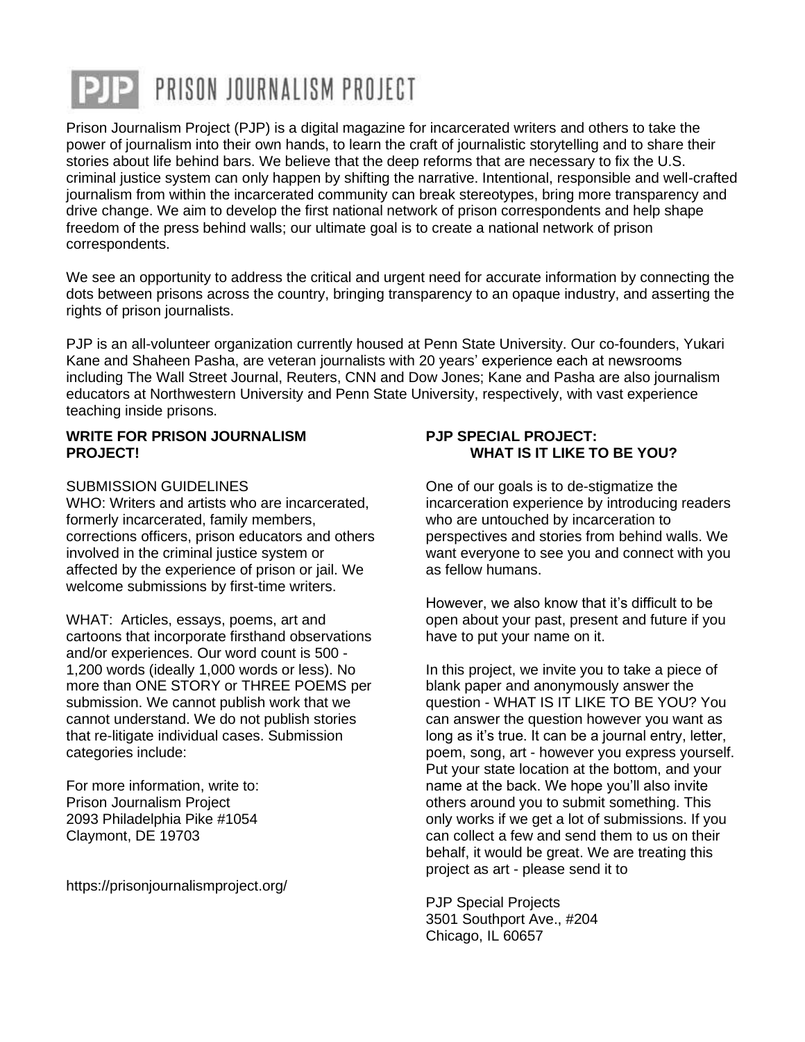# PRISON JOURNALISM PROJECT

Prison Journalism Project (PJP) is a digital magazine for incarcerated writers and others to take the power of journalism into their own hands, to learn the craft of journalistic storytelling and to share their stories about life behind bars. We believe that the deep reforms that are necessary to fix the U.S. criminal justice system can only happen by shifting the narrative. Intentional, responsible and well-crafted journalism from within the incarcerated community can break stereotypes, bring more transparency and drive change. We aim to develop the first national network of prison correspondents and help shape freedom of the press behind walls; our ultimate goal is to create a national network of prison correspondents.

We see an opportunity to address the critical and urgent need for accurate information by connecting the dots between prisons across the country, bringing transparency to an opaque industry, and asserting the rights of prison journalists.

PJP is an all-volunteer organization currently housed at Penn State University. Our co-founders, Yukari Kane and Shaheen Pasha, are veteran journalists with 20 years' experience each at newsrooms including The Wall Street Journal, Reuters, CNN and Dow Jones; Kane and Pasha are also journalism educators at Northwestern University and Penn State University, respectively, with vast experience teaching inside prisons.

## WRITE FOR PRISON JOURNALISM PROJECT!

SUBMISSION GUIDELINES

WHO: Writers and artists who are incarcerated, formerly incarcerated, family members, corrections officers, prison educators and others involved in the criminal justice system or affected by the experience of prison or jail. We welcome submissions by first-time writers.

WHAT: Articles, essays, poems, art and cartoons that incorporate firsthand observations and/or experiences. Our word count is 500 - 1,200 words (ideally 1,000 words or less). No more than ONE STORY or THREE POEMS per submission. We cannot publish work that we cannot understand. We do not publish stories that re-litigate individual cases. Submission categories include:

For more information, write to:
Prison Journalism Project
2093 Philadelphia Pike #1054
Claymont, DE 19703

https://prisonjournalismproject.org/

## PJP SPECIAL PROJECT: WHAT IS IT LIKE TO BE YOU?

One of our goals is to de-stigmatize the incarceration experience by introducing readers who are untouched by incarceration to perspectives and stories from behind walls. We want everyone to see you and connect with you as fellow humans.

However, we also know that it's difficult to be open about your past, present and future if you have to put your name on it.

In this project, we invite you to take a piece of blank paper and anonymously answer the question - WHAT IS IT LIKE TO BE YOU? You can answer the question however you want as long as it's true. It can be a journal entry, letter, poem, song, art - however you express yourself. Put your state location at the bottom, and your name at the back. We hope you'll also invite others around you to submit something. This only works if we get a lot of submissions. If you can collect a few and send them to us on their behalf, it would be great. We are treating this project as art - please send it to

PJP Special Projects
3501 Southport Ave., #204
Chicago, IL 60657